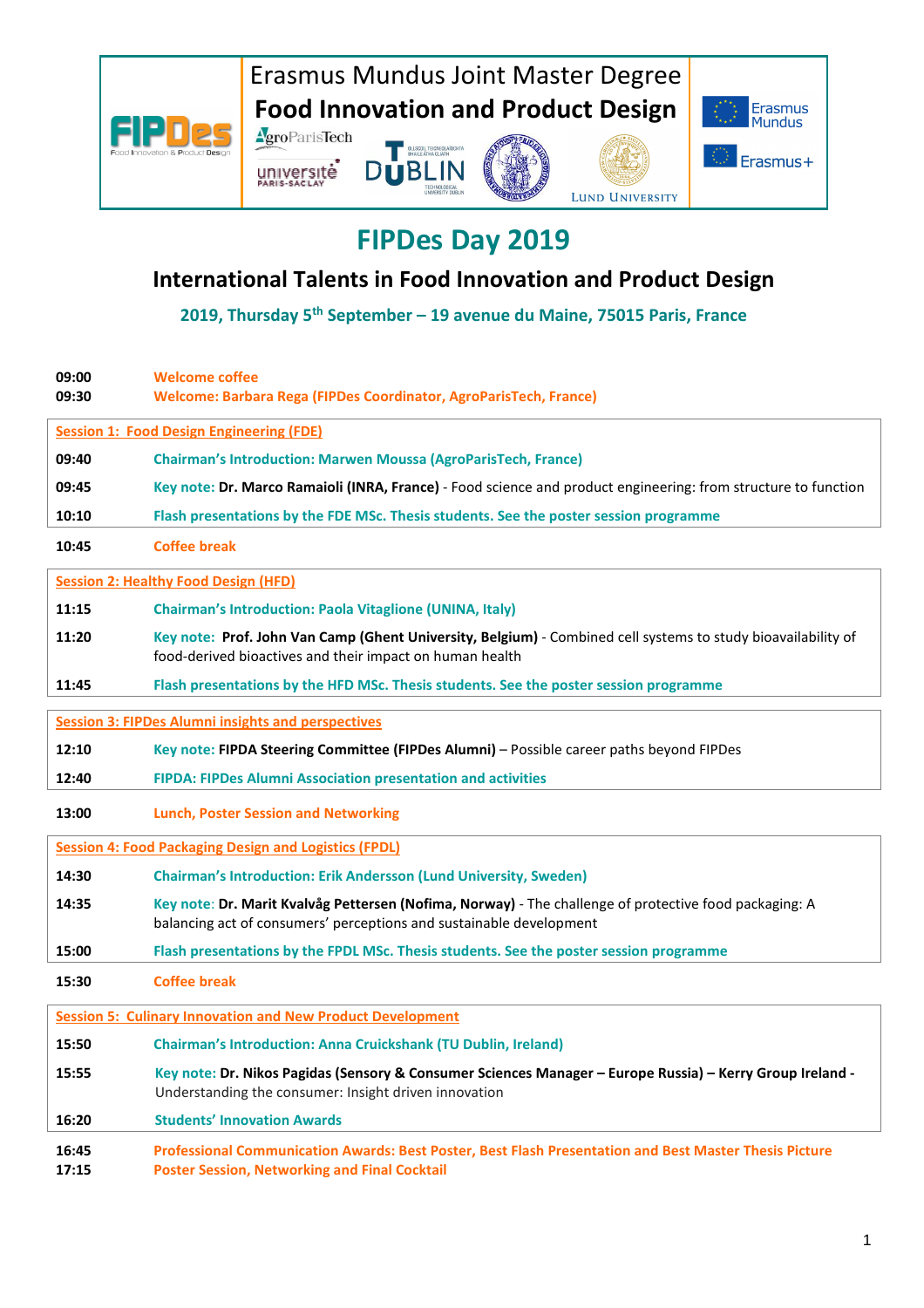Erasmus Mundus Joint Master Degree

**Food Innovation and Product Design**

# FIPDes Day 2019

## International Talents in Food Innovation and Product Design

**2019, Thursday 5th September – 19 avenue du Maine, 75015 Paris, France**

| | |
|---|---|
| **09:00** | **Welcome coffee** |
| **09:30** | **Welcome: Barbara Rega (FIPDes Coordinator, AgroParisTech, France)** |

**Session 1: Food Design Engineering (FDE)**

| | |
|---|---|
| **09:40** | **Chairman's Introduction: Marwen Moussa (AgroParisTech, France)** |
| **09:45** | **Key note: Dr. Marco Ramaioli (INRA, France)** - Food science and product engineering: from structure to function |
| **10:10** | **Flash presentations by the FDE MSc. Thesis students. See the poster session programme** |
| **10:45** | **Coffee break** |

**Session 2: Healthy Food Design (HFD)**

| | |
|---|---|
| **11:15** | **Chairman's Introduction: Paola Vitaglione (UNINA, Italy)** |
| **11:20** | **Key note: Prof. John Van Camp (Ghent University, Belgium)** - Combined cell systems to study bioavailability of food-derived bioactives and their impact on human health |
| **11:45** | **Flash presentations by the HFD MSc. Thesis students. See the poster session programme** |

**Session 3: FIPDes Alumni insights and perspectives**

| | |
|---|---|
| **12:10** | **Key note: FIPDA Steering Committee (FIPDes Alumni)** – Possible career paths beyond FIPDes |
| **12:40** | **FIPDA: FIPDes Alumni Association presentation and activities** |
| **13:00** | **Lunch, Poster Session and Networking** |

**Session 4: Food Packaging Design and Logistics (FPDL)**

| | |
|---|---|
| **14:30** | **Chairman's Introduction: Erik Andersson (Lund University, Sweden)** |
| **14:35** | **Key note: Dr. Marit Kvalvåg Pettersen (Nofima, Norway)** - The challenge of protective food packaging: A balancing act of consumers' perceptions and sustainable development |
| **15:00** | **Flash presentations by the FPDL MSc. Thesis students. See the poster session programme** |
| **15:30** | **Coffee break** |

**Session 5: Culinary Innovation and New Product Development**

| | |
|---|---|
| **15:50** | **Chairman's Introduction: Anna Cruickshank (TU Dublin, Ireland)** |
| **15:55** | **Key note: Dr. Nikos Pagidas (Sensory & Consumer Sciences Manager – Europe Russia) – Kerry Group Ireland** - Understanding the consumer: Insight driven innovation |
| **16:20** | **Students' Innovation Awards** |
| **16:45** | **Professional Communication Awards: Best Poster, Best Flash Presentation and Best Master Thesis Picture** |
| **17:15** | **Poster Session, Networking and Final Cocktail** |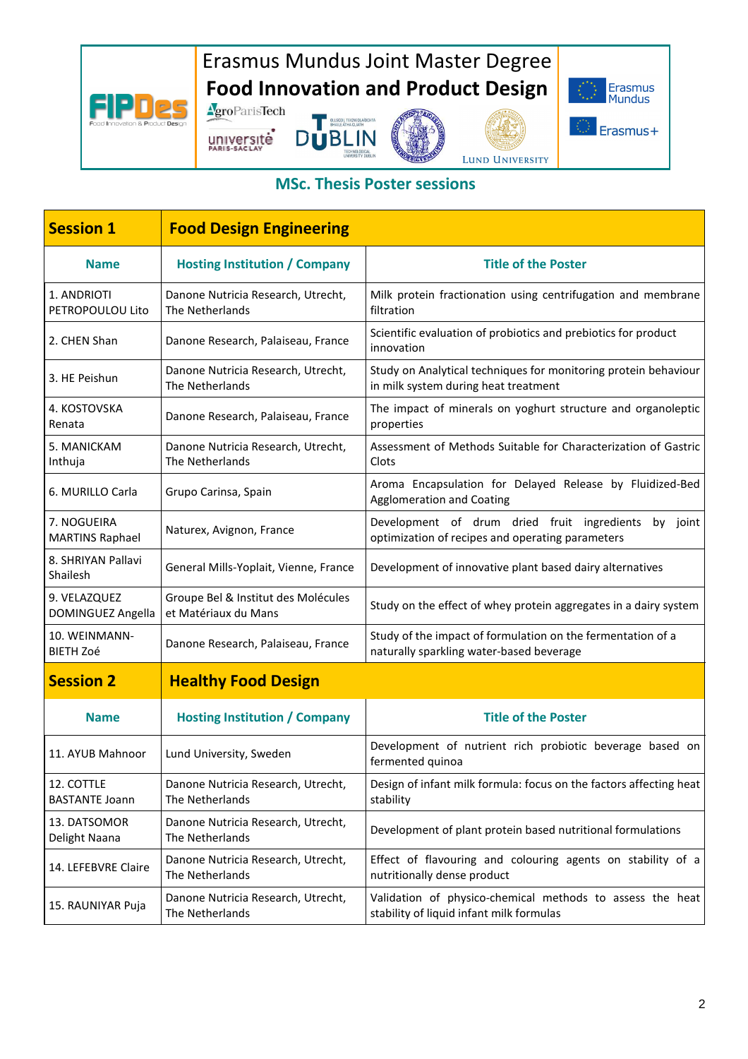# Erasmus Mundus Joint Master Degree

## Food Innovation and Product Design

## MSc. Thesis Poster sessions

| **Session 1** | **Food Design Engineering** | |
|---|---|---|
| **Name** | **Hosting Institution / Company** | **Title of the Poster** |
| 1. ANDRIOTI PETROPOULOU Lito | Danone Nutricia Research, Utrecht, The Netherlands | Milk protein fractionation using centrifugation and membrane filtration |
| 2. CHEN Shan | Danone Research, Palaiseau, France | Scientific evaluation of probiotics and prebiotics for product innovation |
| 3. HE Peishun | Danone Nutricia Research, Utrecht, The Netherlands | Study on Analytical techniques for monitoring protein behaviour in milk system during heat treatment |
| 4. KOSTOVSKA Renata | Danone Research, Palaiseau, France | The impact of minerals on yoghurt structure and organoleptic properties |
| 5. MANICKAM Inthuja | Danone Nutricia Research, Utrecht, The Netherlands | Assessment of Methods Suitable for Characterization of Gastric Clots |
| 6. MURILLO Carla | Grupo Carinsa, Spain | Aroma Encapsulation for Delayed Release by Fluidized-Bed Agglomeration and Coating |
| 7. NOGUEIRA MARTINS Raphael | Naturex, Avignon, France | Development of drum dried fruit ingredients by joint optimization of recipes and operating parameters |
| 8. SHRIYAN Pallavi Shailesh | General Mills-Yoplait, Vienne, France | Development of innovative plant based dairy alternatives |
| 9. VELAZQUEZ DOMINGUEZ Angella | Groupe Bel & Institut des Molécules et Matériaux du Mans | Study on the effect of whey protein aggregates in a dairy system |
| 10. WEINMANN-BIETH Zoé | Danone Research, Palaiseau, France | Study of the impact of formulation on the fermentation of a naturally sparkling water-based beverage |
| **Session 2** | **Healthy Food Design** | |
| **Name** | **Hosting Institution / Company** | **Title of the Poster** |
| 11. AYUB Mahnoor | Lund University, Sweden | Development of nutrient rich probiotic beverage based on fermented quinoa |
| 12. COTTLE BASTANTE Joann | Danone Nutricia Research, Utrecht, The Netherlands | Design of infant milk formula: focus on the factors affecting heat stability |
| 13. DATSOMOR Delight Naana | Danone Nutricia Research, Utrecht, The Netherlands | Development of plant protein based nutritional formulations |
| 14. LEFEBVRE Claire | Danone Nutricia Research, Utrecht, The Netherlands | Effect of flavouring and colouring agents on stability of a nutritionally dense product |
| 15. RAUNIYAR Puja | Danone Nutricia Research, Utrecht, The Netherlands | Validation of physico-chemical methods to assess the heat stability of liquid infant milk formulas |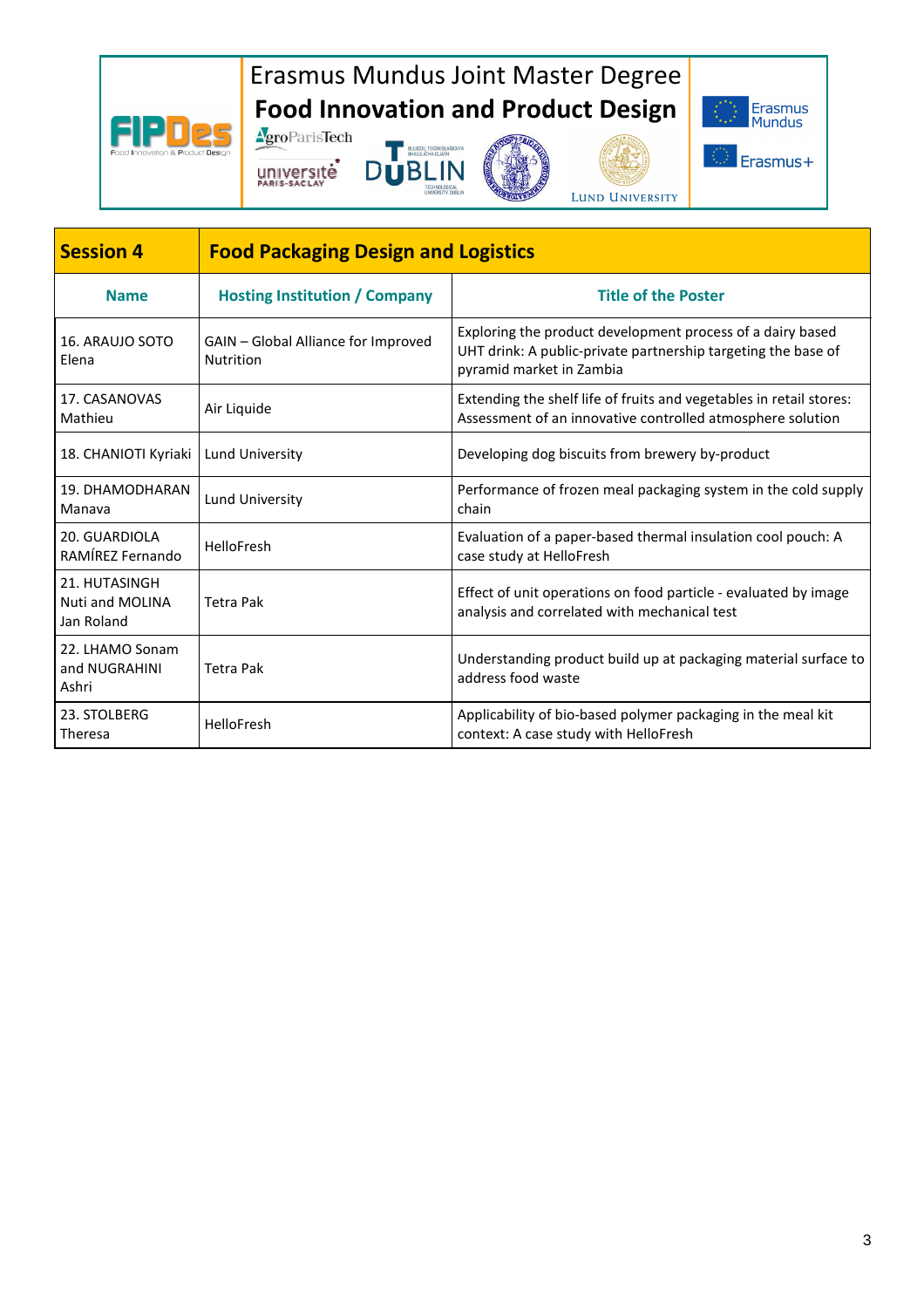Erasmus Mundus Joint Master Degree
**Food Innovation and Product Design**

| Session 4 | Food Packaging Design and Logistics | |
|---|---|---|
| **Name** | **Hosting Institution / Company** | **Title of the Poster** |
| 16. ARAUJO SOTO Elena | GAIN – Global Alliance for Improved Nutrition | Exploring the product development process of a dairy based UHT drink: A public-private partnership targeting the base of pyramid market in Zambia |
| 17. CASANOVAS Mathieu | Air Liquide | Extending the shelf life of fruits and vegetables in retail stores: Assessment of an innovative controlled atmosphere solution |
| 18. CHANIOTI Kyriaki | Lund University | Developing dog biscuits from brewery by-product |
| 19. DHAMODHARAN Manava | Lund University | Performance of frozen meal packaging system in the cold supply chain |
| 20. GUARDIOLA RAMÍREZ Fernando | HelloFresh | Evaluation of a paper-based thermal insulation cool pouch: A case study at HelloFresh |
| 21. HUTASINGH Nuti and MOLINA Jan Roland | Tetra Pak | Effect of unit operations on food particle - evaluated by image analysis and correlated with mechanical test |
| 22. LHAMO Sonam and NUGRAHINI Ashri | Tetra Pak | Understanding product build up at packaging material surface to address food waste |
| 23. STOLBERG Theresa | HelloFresh | Applicability of bio-based polymer packaging in the meal kit context: A case study with HelloFresh |